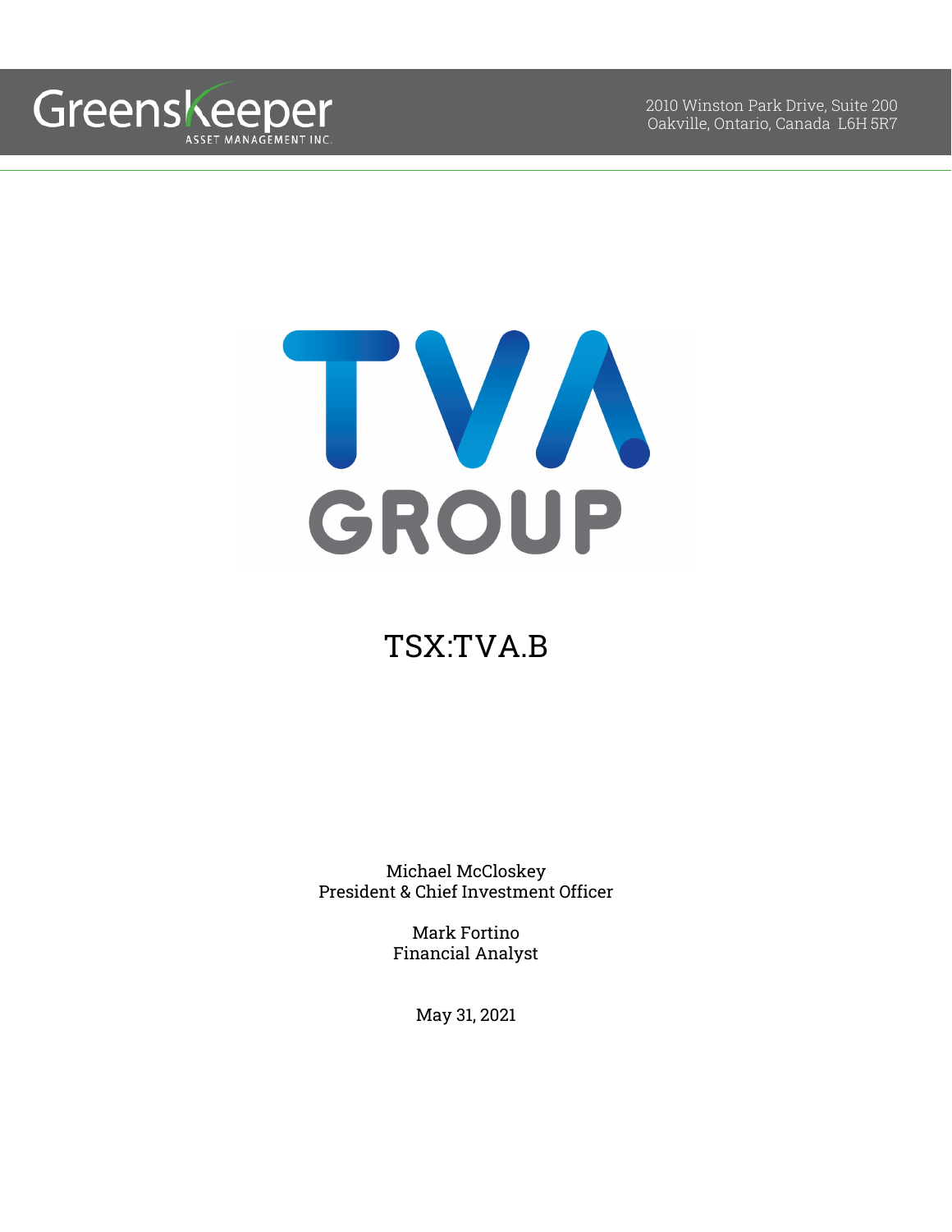Greenskeeper ASSET MANAGEMENT INC.

2010 Winston Park Drive, Suite 200
Oakville, Ontario, Canada L6H 5R7

TVA GROUP

# TSX:TVA.B

Michael McCloskey
President & Chief Investment Officer

Mark Fortino
Financial Analyst

May 31, 2021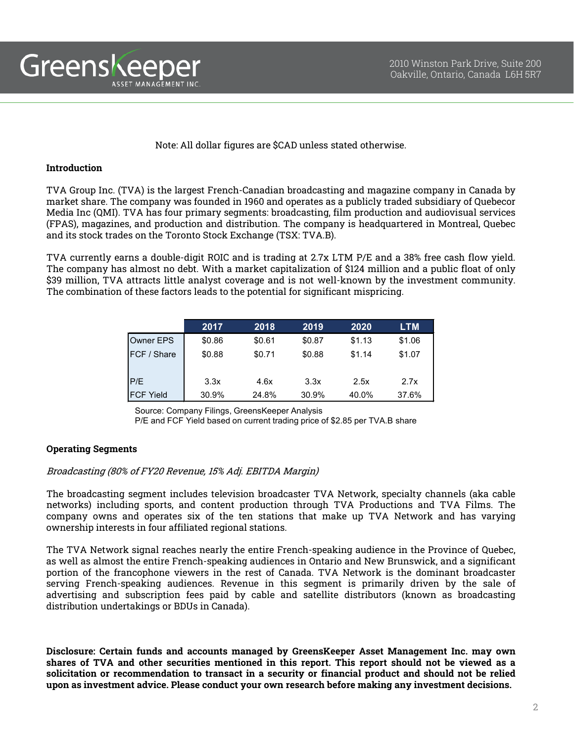Note: All dollar figures are $CAD unless stated otherwise.

**Introduction**

TVA Group Inc. (TVA) is the largest French-Canadian broadcasting and magazine company in Canada by market share. The company was founded in 1960 and operates as a publicly traded subsidiary of Quebecor Media Inc (QMI). TVA has four primary segments: broadcasting, film production and audiovisual services (FPAS), magazines, and production and distribution. The company is headquartered in Montreal, Quebec and its stock trades on the Toronto Stock Exchange (TSX: TVA.B).

TVA currently earns a double-digit ROIC and is trading at 2.7x LTM P/E and a 38% free cash flow yield. The company has almost no debt. With a market capitalization of $124 million and a public float of only $39 million, TVA attracts little analyst coverage and is not well-known by the investment community. The combination of these factors leads to the potential for significant mispricing.

| | 2017 | 2018 | 2019 | 2020 | LTM |
|---|---|---|---|---|---|
| Owner EPS | $0.86 | $0.61 | $0.87 | $1.13 | $1.06 |
| FCF / Share | $0.88 | $0.71 | $0.88 | $1.14 | $1.07 |
| | | | | | |
| P/E | 3.3x | 4.6x | 3.3x | 2.5x | 2.7x |
| FCF Yield | 30.9% | 24.8% | 30.9% | 40.0% | 37.6% |

Source: Company Filings, GreensKeeper Analysis
P/E and FCF Yield based on current trading price of $2.85 per TVA.B share

**Operating Segments**

*Broadcasting (80% of FY20 Revenue, 15% Adj. EBITDA Margin)*

The broadcasting segment includes television broadcaster TVA Network, specialty channels (aka cable networks) including sports, and content production through TVA Productions and TVA Films. The company owns and operates six of the ten stations that make up TVA Network and has varying ownership interests in four affiliated regional stations.

The TVA Network signal reaches nearly the entire French-speaking audience in the Province of Quebec, as well as almost the entire French-speaking audiences in Ontario and New Brunswick, and a significant portion of the francophone viewers in the rest of Canada. TVA Network is the dominant broadcaster serving French-speaking audiences. Revenue in this segment is primarily driven by the sale of advertising and subscription fees paid by cable and satellite distributors (known as broadcasting distribution undertakings or BDUs in Canada).

**Disclosure: Certain funds and accounts managed by GreensKeeper Asset Management Inc. may own shares of TVA and other securities mentioned in this report. This report should not be viewed as a solicitation or recommendation to transact in a security or financial product and should not be relied upon as investment advice. Please conduct your own research before making any investment decisions.**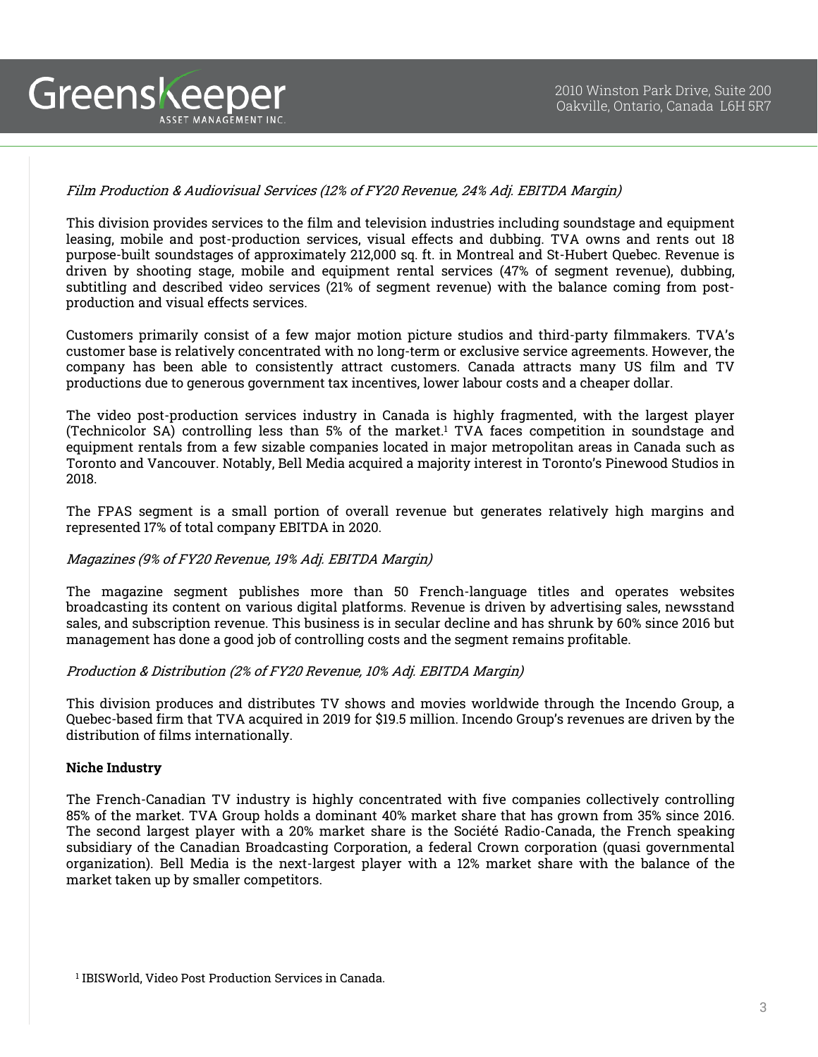*Film Production & Audiovisual Services (12% of FY20 Revenue, 24% Adj. EBITDA Margin)*

This division provides services to the film and television industries including soundstage and equipment leasing, mobile and post-production services, visual effects and dubbing. TVA owns and rents out 18 purpose-built soundstages of approximately 212,000 sq. ft. in Montreal and St-Hubert Quebec. Revenue is driven by shooting stage, mobile and equipment rental services (47% of segment revenue), dubbing, subtitling and described video services (21% of segment revenue) with the balance coming from post-production and visual effects services.

Customers primarily consist of a few major motion picture studios and third-party filmmakers. TVA's customer base is relatively concentrated with no long-term or exclusive service agreements. However, the company has been able to consistently attract customers. Canada attracts many US film and TV productions due to generous government tax incentives, lower labour costs and a cheaper dollar.

The video post-production services industry in Canada is highly fragmented, with the largest player (Technicolor SA) controlling less than 5% of the market.[1] TVA faces competition in soundstage and equipment rentals from a few sizable companies located in major metropolitan areas in Canada such as Toronto and Vancouver. Notably, Bell Media acquired a majority interest in Toronto's Pinewood Studios in 2018.

The FPAS segment is a small portion of overall revenue but generates relatively high margins and represented 17% of total company EBITDA in 2020.

*Magazines (9% of FY20 Revenue, 19% Adj. EBITDA Margin)*

The magazine segment publishes more than 50 French-language titles and operates websites broadcasting its content on various digital platforms. Revenue is driven by advertising sales, newsstand sales, and subscription revenue. This business is in secular decline and has shrunk by 60% since 2016 but management has done a good job of controlling costs and the segment remains profitable.

*Production & Distribution (2% of FY20 Revenue, 10% Adj. EBITDA Margin)*

This division produces and distributes TV shows and movies worldwide through the Incendo Group, a Quebec-based firm that TVA acquired in 2019 for $19.5 million. Incendo Group's revenues are driven by the distribution of films internationally.

**Niche Industry**

The French-Canadian TV industry is highly concentrated with five companies collectively controlling 85% of the market. TVA Group holds a dominant 40% market share that has grown from 35% since 2016. The second largest player with a 20% market share is the Société Radio-Canada, the French speaking subsidiary of the Canadian Broadcasting Corporation, a federal Crown corporation (quasi governmental organization). Bell Media is the next-largest player with a 12% market share with the balance of the market taken up by smaller competitors.

[1] IBISWorld, Video Post Production Services in Canada.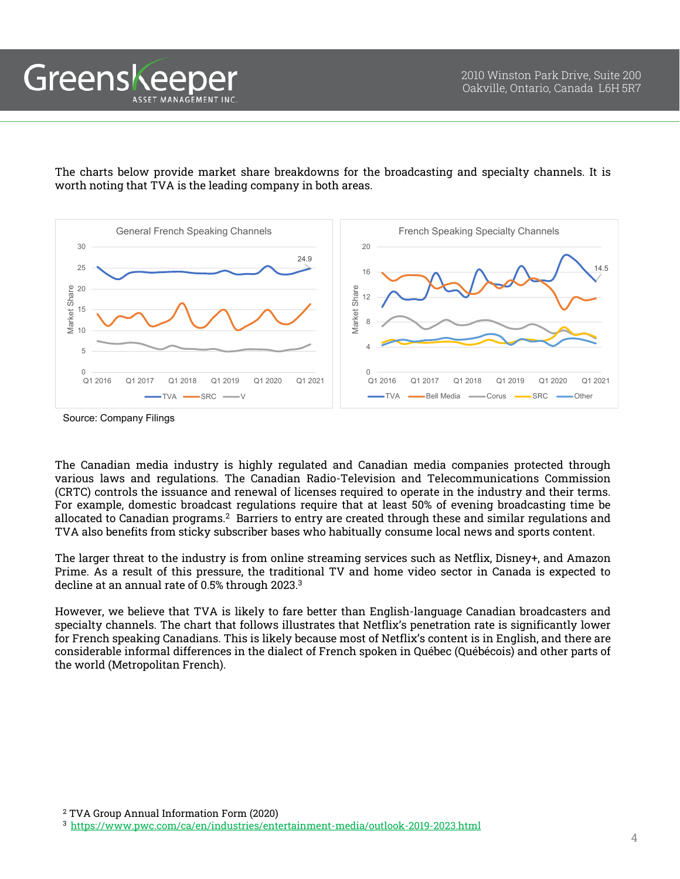The charts below provide market share breakdowns for the broadcasting and specialty channels. It is worth noting that TVA is the leading company in both areas.

Source: Company Filings

The Canadian media industry is highly regulated and Canadian media companies protected through various laws and regulations. The Canadian Radio-Television and Telecommunications Commission (CRTC) controls the issuance and renewal of licenses required to operate in the industry and their terms. For example, domestic broadcast regulations require that at least 50% of evening broadcasting time be allocated to Canadian programs.[2] Barriers to entry are created through these and similar regulations and TVA also benefits from sticky subscriber bases who habitually consume local news and sports content.

The larger threat to the industry is from online streaming services such as Netflix, Disney+, and Amazon Prime. As a result of this pressure, the traditional TV and home video sector in Canada is expected to decline at an annual rate of 0.5% through 2023.[3]

However, we believe that TVA is likely to fare better than English-language Canadian broadcasters and specialty channels. The chart that follows illustrates that Netflix's penetration rate is significantly lower for French speaking Canadians. This is likely because most of Netflix's content is in English, and there are considerable informal differences in the dialect of French spoken in Québec (Québécois) and other parts of the world (Metropolitan French).

[2] TVA Group Annual Information Form (2020)

[3] https://www.pwc.com/ca/en/industries/entertainment-media/outlook-2019-2023.html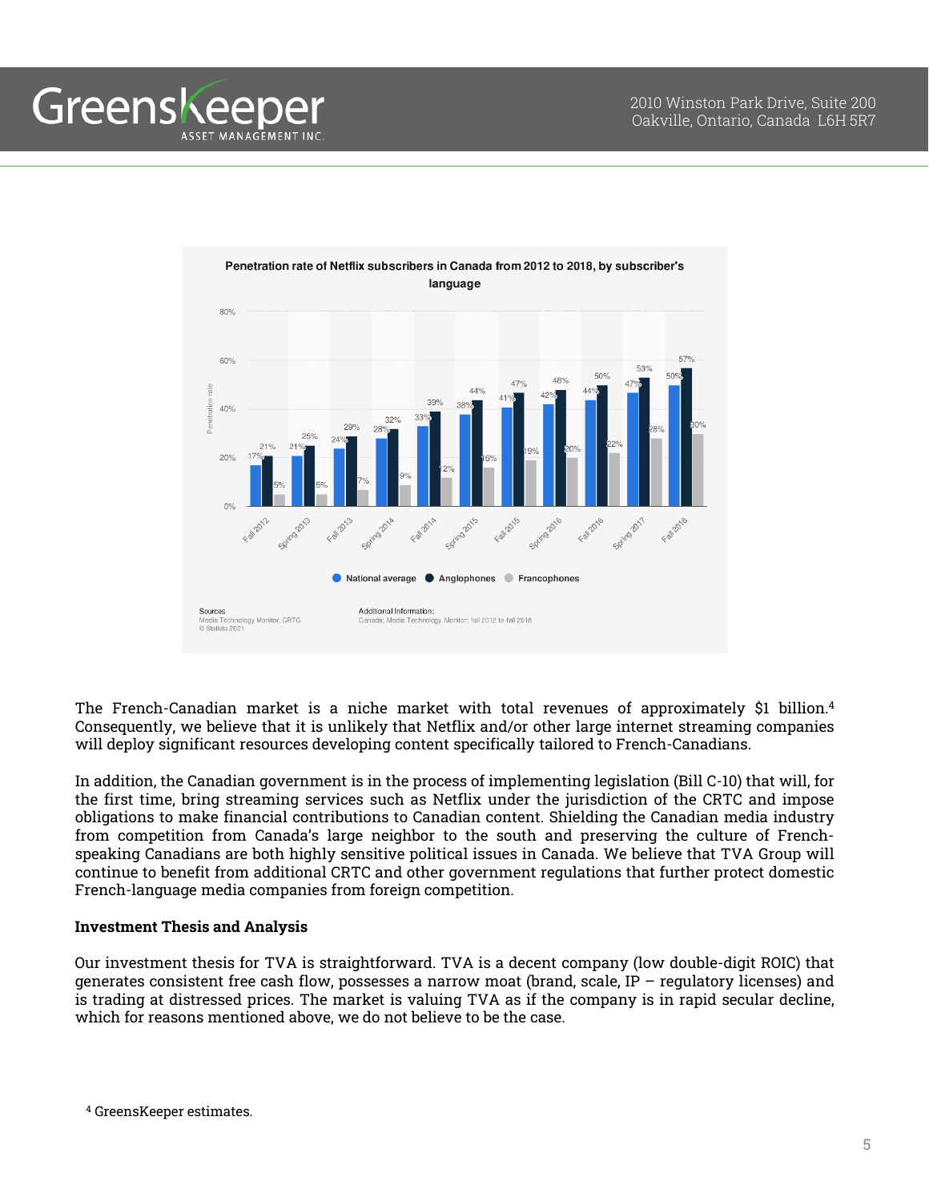**Penetration rate of Netflix subscribers in Canada from 2012 to 2018, by subscriber's language**

| Period | National average | Anglophones | Francophones |
|---|---|---|---|
| Fall 2012 | 17% | 21% | 5% |
| Spring 2013 | 21% | 25% | 5% |
| Fall 2013 | 24% | 29% | 7% |
| Spring 2014 | 28% | 32% | 9% |
| Fall 2014 | 33% | 39% | 12% |
| Spring 2015 | 38% | 44% | 16% |
| Fall 2015 | 41% | 47% | 19% |
| Spring 2016 | 42% | 48% | 20% |
| Fall 2016 | 44% | 50% | 22% |
| Spring 2017 | 47% | 53% | 28% |
| Fall 2018 | 50% | 57% | 30% |

Sources: Media Technology Monitor; CRTC © Statista 2021

Additional Information: Canada; Media Technology Monitor; fall 2012 to fall 2018

The French-Canadian market is a niche market with total revenues of approximately $1 billion.[4] Consequently, we believe that it is unlikely that Netflix and/or other large internet streaming companies will deploy significant resources developing content specifically tailored to French-Canadians.

In addition, the Canadian government is in the process of implementing legislation (Bill C-10) that will, for the first time, bring streaming services such as Netflix under the jurisdiction of the CRTC and impose obligations to make financial contributions to Canadian content. Shielding the Canadian media industry from competition from Canada's large neighbor to the south and preserving the culture of French-speaking Canadians are both highly sensitive political issues in Canada. We believe that TVA Group will continue to benefit from additional CRTC and other government regulations that further protect domestic French-language media companies from foreign competition.

**Investment Thesis and Analysis**

Our investment thesis for TVA is straightforward. TVA is a decent company (low double-digit ROIC) that generates consistent free cash flow, possesses a narrow moat (brand, scale, IP – regulatory licenses) and is trading at distressed prices. The market is valuing TVA as if the company is in rapid secular decline, which for reasons mentioned above, we do not believe to be the case.

[4] GreensKeeper estimates.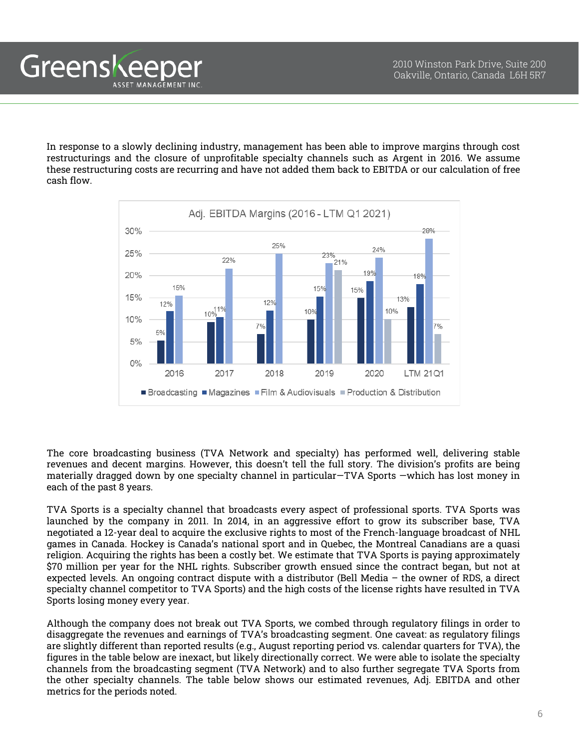In response to a slowly declining industry, management has been able to improve margins through cost restructurings and the closure of unprofitable specialty channels such as Argent in 2016. We assume these restructuring costs are recurring and have not added them back to EBITDA or our calculation of free cash flow.

**Adj. EBITDA Margins (2016 - LTM Q1 2021)**

| | 2016 | 2017 | 2018 | 2019 | 2020 | LTM 21Q1 |
|---|---|---|---|---|---|---|
| Broadcasting | 5% | 10% | 7% | 10% | 15% | 13% |
| Magazines | 12% | 11% | 12% | 15% | 19% | 18% |
| Film & Audiovisuals | 15% | 22% | 25% | 23% | 24% | 28% |
| Production & Distribution | | | | 21% | 10% | 7% |

The core broadcasting business (TVA Network and specialty) has performed well, delivering stable revenues and decent margins. However, this doesn't tell the full story. The division's profits are being materially dragged down by one specialty channel in particular—TVA Sports —which has lost money in each of the past 8 years.

TVA Sports is a specialty channel that broadcasts every aspect of professional sports. TVA Sports was launched by the company in 2011. In 2014, in an aggressive effort to grow its subscriber base, TVA negotiated a 12-year deal to acquire the exclusive rights to most of the French-language broadcast of NHL games in Canada. Hockey is Canada's national sport and in Quebec, the Montreal Canadians are a quasi religion. Acquiring the rights has been a costly bet. We estimate that TVA Sports is paying approximately $70 million per year for the NHL rights. Subscriber growth ensued since the contract began, but not at expected levels. An ongoing contract dispute with a distributor (Bell Media – the owner of RDS, a direct specialty channel competitor to TVA Sports) and the high costs of the license rights have resulted in TVA Sports losing money every year.

Although the company does not break out TVA Sports, we combed through regulatory filings in order to disaggregate the revenues and earnings of TVA's broadcasting segment. One caveat: as regulatory filings are slightly different than reported results (e.g., August reporting period vs. calendar quarters for TVA), the figures in the table below are inexact, but likely directionally correct. We were able to isolate the specialty channels from the broadcasting segment (TVA Network) and to also further segregate TVA Sports from the other specialty channels. The table below shows our estimated revenues, Adj. EBITDA and other metrics for the periods noted.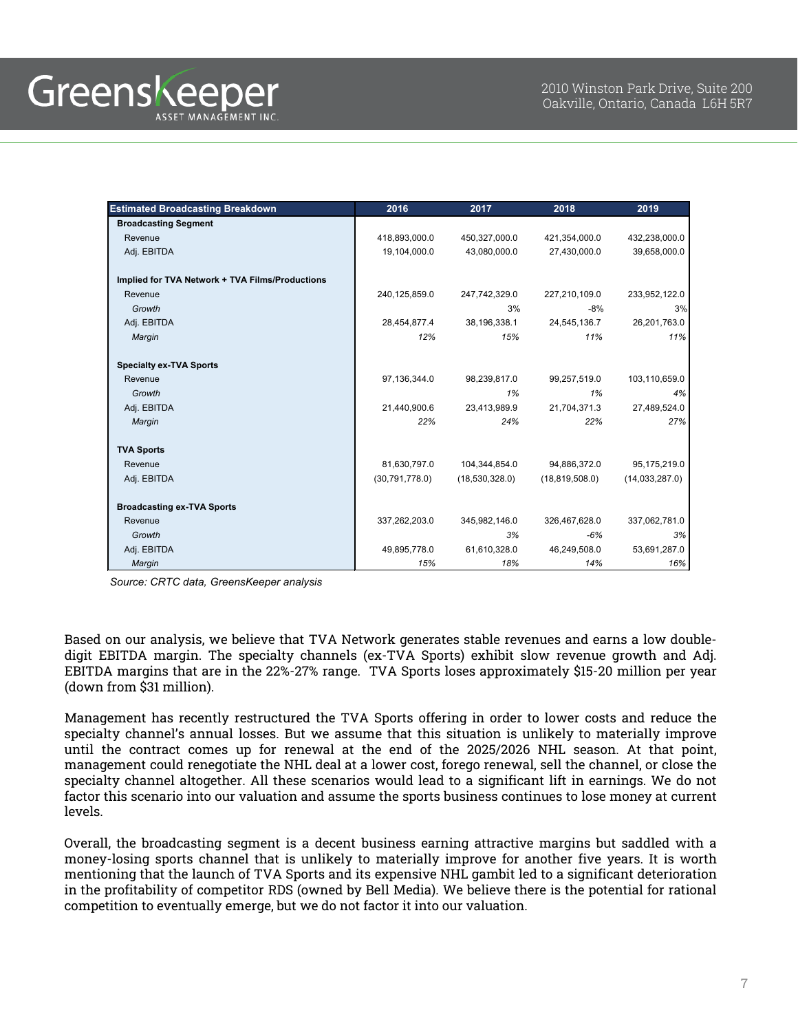| Estimated Broadcasting Breakdown | 2016 | 2017 | 2018 | 2019 |
|---|---|---|---|---|
| **Broadcasting Segment** | | | | |
| Revenue | 418,893,000.0 | 450,327,000.0 | 421,354,000.0 | 432,238,000.0 |
| Adj. EBITDA | 19,104,000.0 | 43,080,000.0 | 27,430,000.0 | 39,658,000.0 |
| | | | | |
| **Implied for TVA Network + TVA Films/Productions** | | | | |
| Revenue | 240,125,859.0 | 247,742,329.0 | 227,210,109.0 | 233,952,122.0 |
| *Growth* | | 3% | -8% | 3% |
| Adj. EBITDA | 28,454,877.4 | 38,196,338.1 | 24,545,136.7 | 26,201,763.0 |
| *Margin* | *12%* | *15%* | *11%* | *11%* |
| | | | | |
| **Specialty ex-TVA Sports** | | | | |
| Revenue | 97,136,344.0 | 98,239,817.0 | 99,257,519.0 | 103,110,659.0 |
| *Growth* | | *1%* | *1%* | *4%* |
| Adj. EBITDA | 21,440,900.6 | 23,413,989.9 | 21,704,371.3 | 27,489,524.0 |
| *Margin* | *22%* | *24%* | *22%* | *27%* |
| | | | | |
| **TVA Sports** | | | | |
| Revenue | 81,630,797.0 | 104,344,854.0 | 94,886,372.0 | 95,175,219.0 |
| Adj. EBITDA | (30,791,778.0) | (18,530,328.0) | (18,819,508.0) | (14,033,287.0) |
| | | | | |
| **Broadcasting ex-TVA Sports** | | | | |
| Revenue | 337,262,203.0 | 345,982,146.0 | 326,467,628.0 | 337,062,781.0 |
| *Growth* | | *3%* | *-6%* | *3%* |
| Adj. EBITDA | 49,895,778.0 | 61,610,328.0 | 46,249,508.0 | 53,691,287.0 |
| *Margin* | *15%* | *18%* | *14%* | *16%* |

*Source: CRTC data, GreensKeeper analysis*

Based on our analysis, we believe that TVA Network generates stable revenues and earns a low double-digit EBITDA margin. The specialty channels (ex-TVA Sports) exhibit slow revenue growth and Adj. EBITDA margins that are in the 22%-27% range. TVA Sports loses approximately $15-20 million per year (down from $31 million).

Management has recently restructured the TVA Sports offering in order to lower costs and reduce the specialty channel's annual losses. But we assume that this situation is unlikely to materially improve until the contract comes up for renewal at the end of the 2025/2026 NHL season. At that point, management could renegotiate the NHL deal at a lower cost, forego renewal, sell the channel, or close the specialty channel altogether. All these scenarios would lead to a significant lift in earnings. We do not factor this scenario into our valuation and assume the sports business continues to lose money at current levels.

Overall, the broadcasting segment is a decent business earning attractive margins but saddled with a money-losing sports channel that is unlikely to materially improve for another five years. It is worth mentioning that the launch of TVA Sports and its expensive NHL gambit led to a significant deterioration in the profitability of competitor RDS (owned by Bell Media). We believe there is the potential for rational competition to eventually emerge, but we do not factor it into our valuation.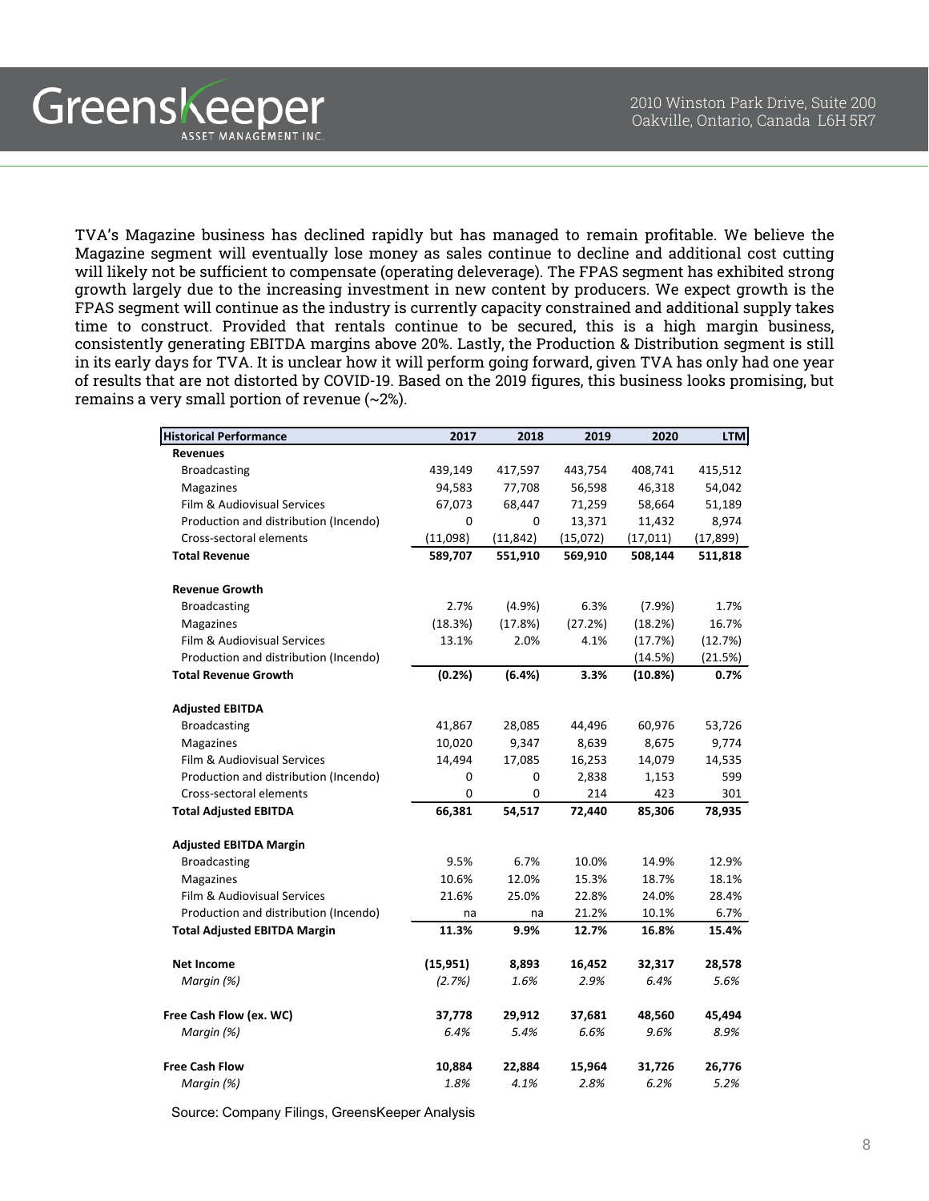TVA's Magazine business has declined rapidly but has managed to remain profitable. We believe the Magazine segment will eventually lose money as sales continue to decline and additional cost cutting will likely not be sufficient to compensate (operating deleverage). The FPAS segment has exhibited strong growth largely due to the increasing investment in new content by producers. We expect growth is the FPAS segment will continue as the industry is currently capacity constrained and additional supply takes time to construct. Provided that rentals continue to be secured, this is a high margin business, consistently generating EBITDA margins above 20%. Lastly, the Production & Distribution segment is still in its early days for TVA. It is unclear how it will perform going forward, given TVA has only had one year of results that are not distorted by COVID-19. Based on the 2019 figures, this business looks promising, but remains a very small portion of revenue (~2%).

| Historical Performance | 2017 | 2018 | 2019 | 2020 | LTM |
|---|---|---|---|---|---|
| **Revenues** | | | | | |
| Broadcasting | 439,149 | 417,597 | 443,754 | 408,741 | 415,512 |
| Magazines | 94,583 | 77,708 | 56,598 | 46,318 | 54,042 |
| Film & Audiovisual Services | 67,073 | 68,447 | 71,259 | 58,664 | 51,189 |
| Production and distribution (Incendo) | 0 | 0 | 13,371 | 11,432 | 8,974 |
| Cross-sectoral elements | (11,098) | (11,842) | (15,072) | (17,011) | (17,899) |
| **Total Revenue** | **589,707** | **551,910** | **569,910** | **508,144** | **511,818** |
| | | | | | |
| **Revenue Growth** | | | | | |
| Broadcasting | 2.7% | (4.9%) | 6.3% | (7.9%) | 1.7% |
| Magazines | (18.3%) | (17.8%) | (27.2%) | (18.2%) | 16.7% |
| Film & Audiovisual Services | 13.1% | 2.0% | 4.1% | (17.7%) | (12.7%) |
| Production and distribution (Incendo) | | | | (14.5%) | (21.5%) |
| **Total Revenue Growth** | **(0.2%)** | **(6.4%)** | **3.3%** | **(10.8%)** | **0.7%** |
| | | | | | |
| **Adjusted EBITDA** | | | | | |
| Broadcasting | 41,867 | 28,085 | 44,496 | 60,976 | 53,726 |
| Magazines | 10,020 | 9,347 | 8,639 | 8,675 | 9,774 |
| Film & Audiovisual Services | 14,494 | 17,085 | 16,253 | 14,079 | 14,535 |
| Production and distribution (Incendo) | 0 | 0 | 2,838 | 1,153 | 599 |
| Cross-sectoral elements | 0 | 0 | 214 | 423 | 301 |
| **Total Adjusted EBITDA** | **66,381** | **54,517** | **72,440** | **85,306** | **78,935** |
| | | | | | |
| **Adjusted EBITDA Margin** | | | | | |
| Broadcasting | 9.5% | 6.7% | 10.0% | 14.9% | 12.9% |
| Magazines | 10.6% | 12.0% | 15.3% | 18.7% | 18.1% |
| Film & Audiovisual Services | 21.6% | 25.0% | 22.8% | 24.0% | 28.4% |
| Production and distribution (Incendo) | na | na | 21.2% | 10.1% | 6.7% |
| **Total Adjusted EBITDA Margin** | **11.3%** | **9.9%** | **12.7%** | **16.8%** | **15.4%** |
| | | | | | |
| **Net Income** | **(15,951)** | **8,893** | **16,452** | **32,317** | **28,578** |
| *Margin (%)* | *(2.7%)* | *1.6%* | *2.9%* | *6.4%* | *5.6%* |
| | | | | | |
| **Free Cash Flow (ex. WC)** | **37,778** | **29,912** | **37,681** | **48,560** | **45,494** |
| *Margin (%)* | *6.4%* | *5.4%* | *6.6%* | *9.6%* | *8.9%* |
| | | | | | |
| **Free Cash Flow** | **10,884** | **22,884** | **15,964** | **31,726** | **26,776** |
| *Margin (%)* | *1.8%* | *4.1%* | *2.8%* | *6.2%* | *5.2%* |

Source: Company Filings, GreensKeeper Analysis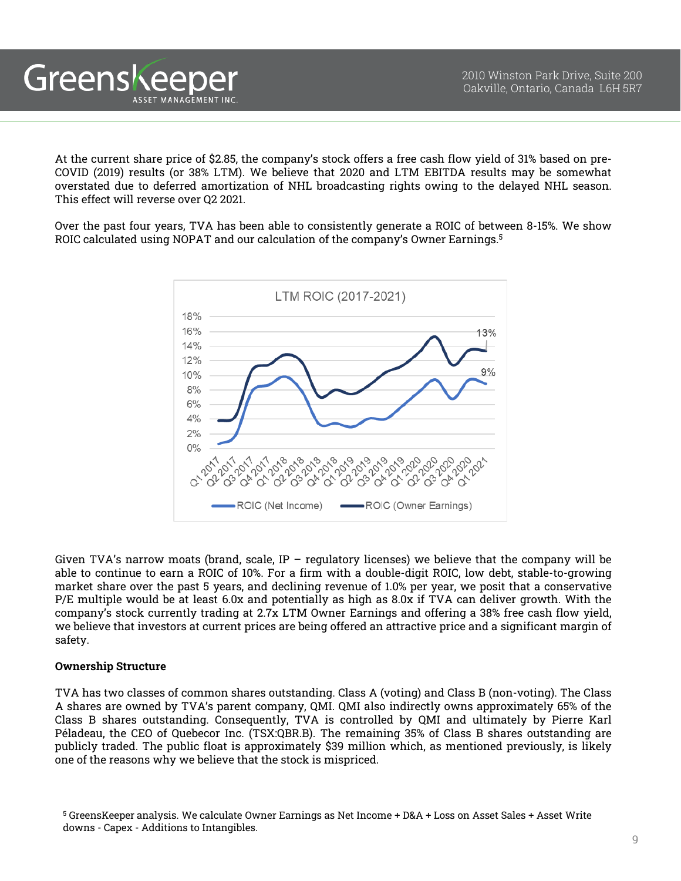At the current share price of $2.85, the company's stock offers a free cash flow yield of 31% based on pre-COVID (2019) results (or 38% LTM). We believe that 2020 and LTM EBITDA results may be somewhat overstated due to deferred amortization of NHL broadcasting rights owing to the delayed NHL season. This effect will reverse over Q2 2021.

Over the past four years, TVA has been able to consistently generate a ROIC of between 8-15%. We show ROIC calculated using NOPAT and our calculation of the company's Owner Earnings.[5]

Given TVA's narrow moats (brand, scale, IP – regulatory licenses) we believe that the company will be able to continue to earn a ROIC of 10%. For a firm with a double-digit ROIC, low debt, stable-to-growing market share over the past 5 years, and declining revenue of 1.0% per year, we posit that a conservative P/E multiple would be at least 6.0x and potentially as high as 8.0x if TVA can deliver growth. With the company's stock currently trading at 2.7x LTM Owner Earnings and offering a 38% free cash flow yield, we believe that investors at current prices are being offered an attractive price and a significant margin of safety.

**Ownership Structure**

TVA has two classes of common shares outstanding. Class A (voting) and Class B (non-voting). The Class A shares are owned by TVA's parent company, QMI. QMI also indirectly owns approximately 65% of the Class B shares outstanding. Consequently, TVA is controlled by QMI and ultimately by Pierre Karl Péladeau, the CEO of Quebecor Inc. (TSX:QBR.B). The remaining 35% of Class B shares outstanding are publicly traded. The public float is approximately $39 million which, as mentioned previously, is likely one of the reasons why we believe that the stock is mispriced.

[5] GreensKeeper analysis. We calculate Owner Earnings as Net Income + D&A + Loss on Asset Sales + Asset Write downs - Capex - Additions to Intangibles.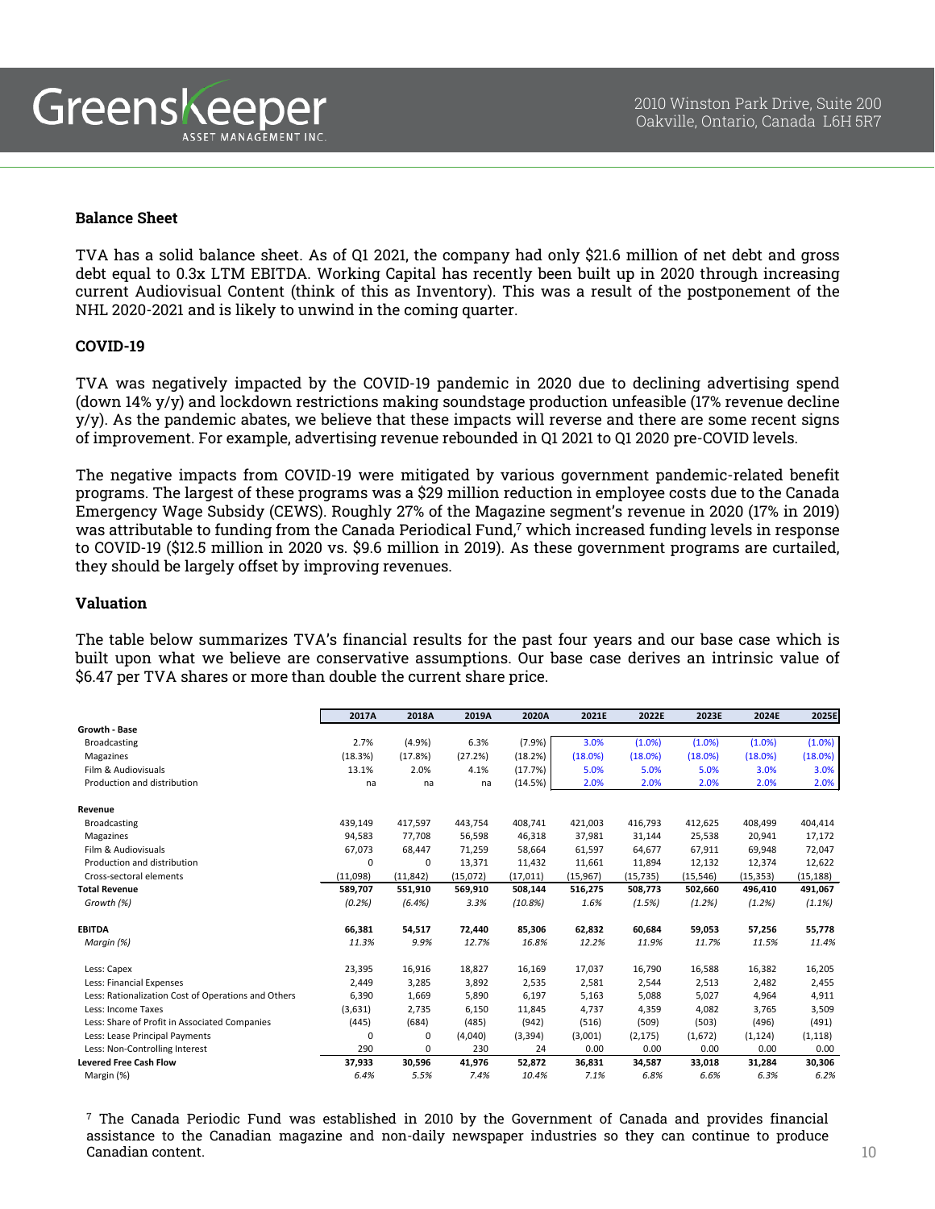### Balance Sheet

TVA has a solid balance sheet. As of Q1 2021, the company had only $21.6 million of net debt and gross debt equal to 0.3x LTM EBITDA. Working Capital has recently been built up in 2020 through increasing current Audiovisual Content (think of this as Inventory). This was a result of the postponement of the NHL 2020-2021 and is likely to unwind in the coming quarter.

### COVID-19

TVA was negatively impacted by the COVID-19 pandemic in 2020 due to declining advertising spend (down 14% y/y) and lockdown restrictions making soundstage production unfeasible (17% revenue decline y/y). As the pandemic abates, we believe that these impacts will reverse and there are some recent signs of improvement. For example, advertising revenue rebounded in Q1 2021 to Q1 2020 pre-COVID levels.

The negative impacts from COVID-19 were mitigated by various government pandemic-related benefit programs. The largest of these programs was a $29 million reduction in employee costs due to the Canada Emergency Wage Subsidy (CEWS). Roughly 27% of the Magazine segment's revenue in 2020 (17% in 2019) was attributable to funding from the Canada Periodical Fund,[7] which increased funding levels in response to COVID-19 ($12.5 million in 2020 vs. $9.6 million in 2019). As these government programs are curtailed, they should be largely offset by improving revenues.

### Valuation

The table below summarizes TVA's financial results for the past four years and our base case which is built upon what we believe are conservative assumptions. Our base case derives an intrinsic value of $6.47 per TVA shares or more than double the current share price.

| | 2017A | 2018A | 2019A | 2020A | 2021E | 2022E | 2023E | 2024E | 2025E |
|---|---|---|---|---|---|---|---|---|---|
| **Growth - Base** | | | | | | | | | |
| Broadcasting | 2.7% | (4.9%) | 6.3% | (7.9%) | 3.0% | (1.0%) | (1.0%) | (1.0%) | (1.0%) |
| Magazines | (18.3%) | (17.8%) | (27.2%) | (18.2%) | (18.0%) | (18.0%) | (18.0%) | (18.0%) | (18.0%) |
| Film & Audiovisuals | 13.1% | 2.0% | 4.1% | (17.7%) | 5.0% | 5.0% | 5.0% | 3.0% | 3.0% |
| Production and distribution | na | na | na | (14.5%) | 2.0% | 2.0% | 2.0% | 2.0% | 2.0% |
| **Revenue** | | | | | | | | | |
| Broadcasting | 439,149 | 417,597 | 443,754 | 408,741 | 421,003 | 416,793 | 412,625 | 408,499 | 404,414 |
| Magazines | 94,583 | 77,708 | 56,598 | 46,318 | 37,981 | 31,144 | 25,538 | 20,941 | 17,172 |
| Film & Audiovisuals | 67,073 | 68,447 | 71,259 | 58,664 | 61,597 | 64,677 | 67,911 | 69,948 | 72,047 |
| Production and distribution | 0 | 0 | 13,371 | 11,432 | 11,661 | 11,894 | 12,132 | 12,374 | 12,622 |
| Cross-sectoral elements | (11,098) | (11,842) | (15,072) | (17,011) | (15,967) | (15,735) | (15,546) | (15,353) | (15,188) |
| **Total Revenue** | **589,707** | **551,910** | **569,910** | **508,144** | **516,275** | **508,773** | **502,660** | **496,410** | **491,067** |
| *Growth (%)* | *(0.2%)* | *(6.4%)* | *3.3%* | *(10.8%)* | *1.6%* | *(1.5%)* | *(1.2%)* | *(1.2%)* | *(1.1%)* |
| **EBITDA** | **66,381** | **54,517** | **72,440** | **85,306** | **62,832** | **60,684** | **59,053** | **57,256** | **55,778** |
| *Margin (%)* | *11.3%* | *9.9%* | *12.7%* | *16.8%* | *12.2%* | *11.9%* | *11.7%* | *11.5%* | *11.4%* |
| Less: Capex | 23,395 | 16,916 | 18,827 | 16,169 | 17,037 | 16,790 | 16,588 | 16,382 | 16,205 |
| Less: Financial Expenses | 2,449 | 3,285 | 3,892 | 2,535 | 2,581 | 2,544 | 2,513 | 2,482 | 2,455 |
| Less: Rationalization Cost of Operations and Others | 6,390 | 1,669 | 5,890 | 6,197 | 5,163 | 5,088 | 5,027 | 4,964 | 4,911 |
| Less: Income Taxes | (3,631) | 2,735 | 6,150 | 11,845 | 4,737 | 4,359 | 4,082 | 3,765 | 3,509 |
| Less: Share of Profit in Associated Companies | (445) | (684) | (485) | (942) | (516) | (509) | (503) | (496) | (491) |
| Less: Lease Principal Payments | 0 | 0 | (4,040) | (3,394) | (3,001) | (2,175) | (1,672) | (1,124) | (1,118) |
| Less: Non-Controlling Interest | 290 | 0 | 230 | 24 | 0.00 | 0.00 | 0.00 | 0.00 | 0.00 |
| **Levered Free Cash Flow** | **37,933** | **30,596** | **41,976** | **52,872** | **36,831** | **34,587** | **33,018** | **31,284** | **30,306** |
| Margin (%) | *6.4%* | *5.5%* | *7.4%* | *10.4%* | *7.1%* | *6.8%* | *6.6%* | *6.3%* | *6.2%* |

[7] The Canada Periodic Fund was established in 2010 by the Government of Canada and provides financial assistance to the Canadian magazine and non-daily newspaper industries so they can continue to produce Canadian content.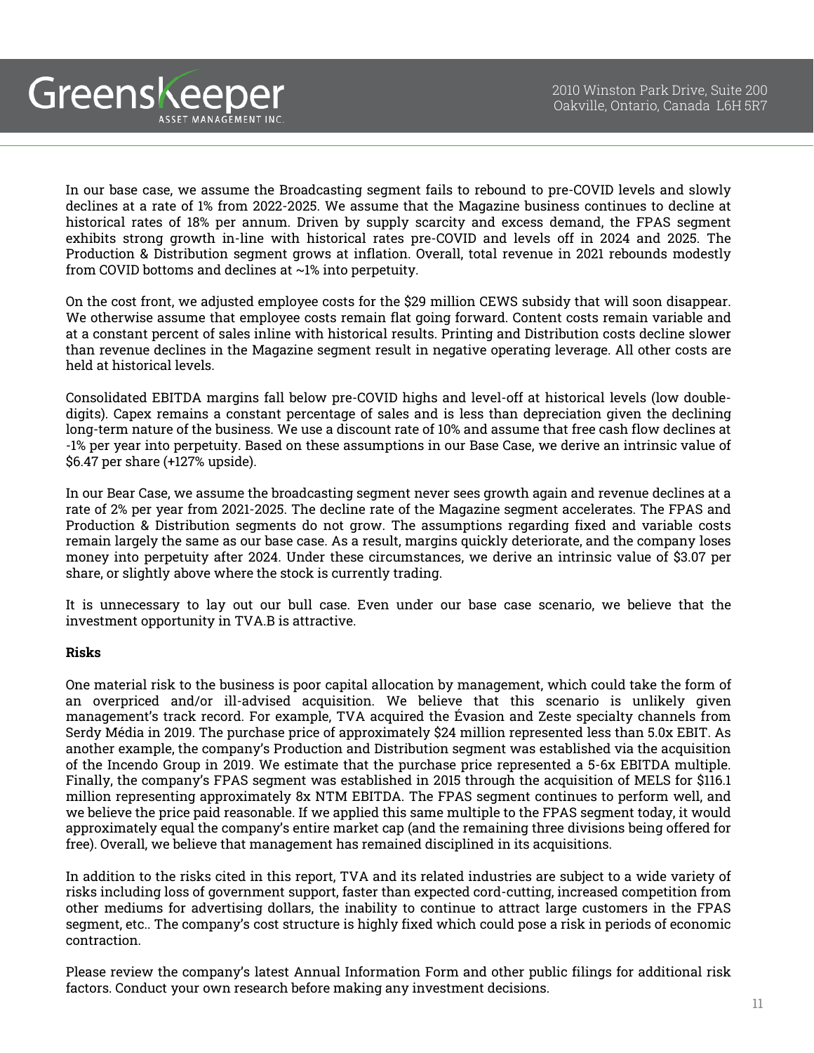In our base case, we assume the Broadcasting segment fails to rebound to pre-COVID levels and slowly declines at a rate of 1% from 2022-2025. We assume that the Magazine business continues to decline at historical rates of 18% per annum. Driven by supply scarcity and excess demand, the FPAS segment exhibits strong growth in-line with historical rates pre-COVID and levels off in 2024 and 2025. The Production & Distribution segment grows at inflation. Overall, total revenue in 2021 rebounds modestly from COVID bottoms and declines at ~1% into perpetuity.

On the cost front, we adjusted employee costs for the $29 million CEWS subsidy that will soon disappear. We otherwise assume that employee costs remain flat going forward. Content costs remain variable and at a constant percent of sales inline with historical results. Printing and Distribution costs decline slower than revenue declines in the Magazine segment result in negative operating leverage. All other costs are held at historical levels.

Consolidated EBITDA margins fall below pre-COVID highs and level-off at historical levels (low double-digits). Capex remains a constant percentage of sales and is less than depreciation given the declining long-term nature of the business. We use a discount rate of 10% and assume that free cash flow declines at -1% per year into perpetuity. Based on these assumptions in our Base Case, we derive an intrinsic value of $6.47 per share (+127% upside).

In our Bear Case, we assume the broadcasting segment never sees growth again and revenue declines at a rate of 2% per year from 2021-2025. The decline rate of the Magazine segment accelerates. The FPAS and Production & Distribution segments do not grow. The assumptions regarding fixed and variable costs remain largely the same as our base case. As a result, margins quickly deteriorate, and the company loses money into perpetuity after 2024. Under these circumstances, we derive an intrinsic value of $3.07 per share, or slightly above where the stock is currently trading.

It is unnecessary to lay out our bull case. Even under our base case scenario, we believe that the investment opportunity in TVA.B is attractive.

**Risks**

One material risk to the business is poor capital allocation by management, which could take the form of an overpriced and/or ill-advised acquisition. We believe that this scenario is unlikely given management's track record. For example, TVA acquired the Évasion and Zeste specialty channels from Serdy Média in 2019. The purchase price of approximately $24 million represented less than 5.0x EBIT. As another example, the company's Production and Distribution segment was established via the acquisition of the Incendo Group in 2019. We estimate that the purchase price represented a 5-6x EBITDA multiple. Finally, the company's FPAS segment was established in 2015 through the acquisition of MELS for $116.1 million representing approximately 8x NTM EBITDA. The FPAS segment continues to perform well, and we believe the price paid reasonable. If we applied this same multiple to the FPAS segment today, it would approximately equal the company's entire market cap (and the remaining three divisions being offered for free). Overall, we believe that management has remained disciplined in its acquisitions.

In addition to the risks cited in this report, TVA and its related industries are subject to a wide variety of risks including loss of government support, faster than expected cord-cutting, increased competition from other mediums for advertising dollars, the inability to continue to attract large customers in the FPAS segment, etc.. The company's cost structure is highly fixed which could pose a risk in periods of economic contraction.

Please review the company's latest Annual Information Form and other public filings for additional risk factors. Conduct your own research before making any investment decisions.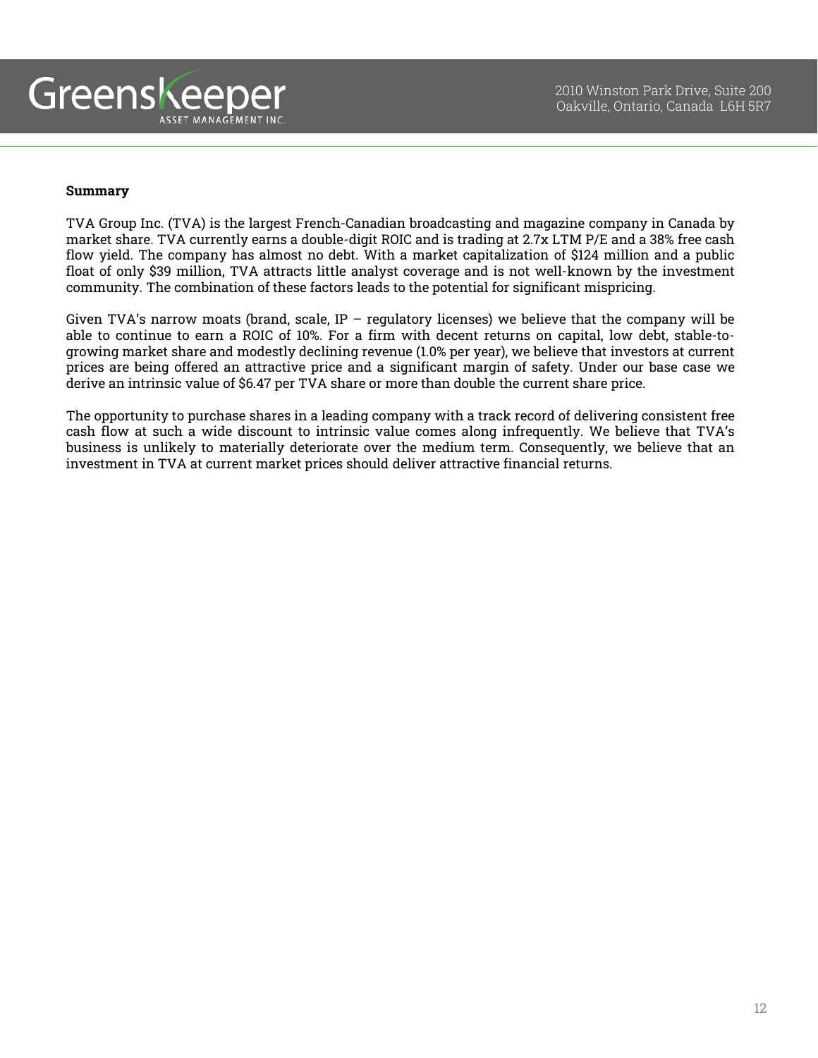**Summary**

TVA Group Inc. (TVA) is the largest French-Canadian broadcasting and magazine company in Canada by market share. TVA currently earns a double-digit ROIC and is trading at 2.7x LTM P/E and a 38% free cash flow yield. The company has almost no debt. With a market capitalization of $124 million and a public float of only $39 million, TVA attracts little analyst coverage and is not well-known by the investment community. The combination of these factors leads to the potential for significant mispricing.

Given TVA's narrow moats (brand, scale, IP – regulatory licenses) we believe that the company will be able to continue to earn a ROIC of 10%. For a firm with decent returns on capital, low debt, stable-to-growing market share and modestly declining revenue (1.0% per year), we believe that investors at current prices are being offered an attractive price and a significant margin of safety. Under our base case we derive an intrinsic value of $6.47 per TVA share or more than double the current share price.

The opportunity to purchase shares in a leading company with a track record of delivering consistent free cash flow at such a wide discount to intrinsic value comes along infrequently. We believe that TVA's business is unlikely to materially deteriorate over the medium term. Consequently, we believe that an investment in TVA at current market prices should deliver attractive financial returns.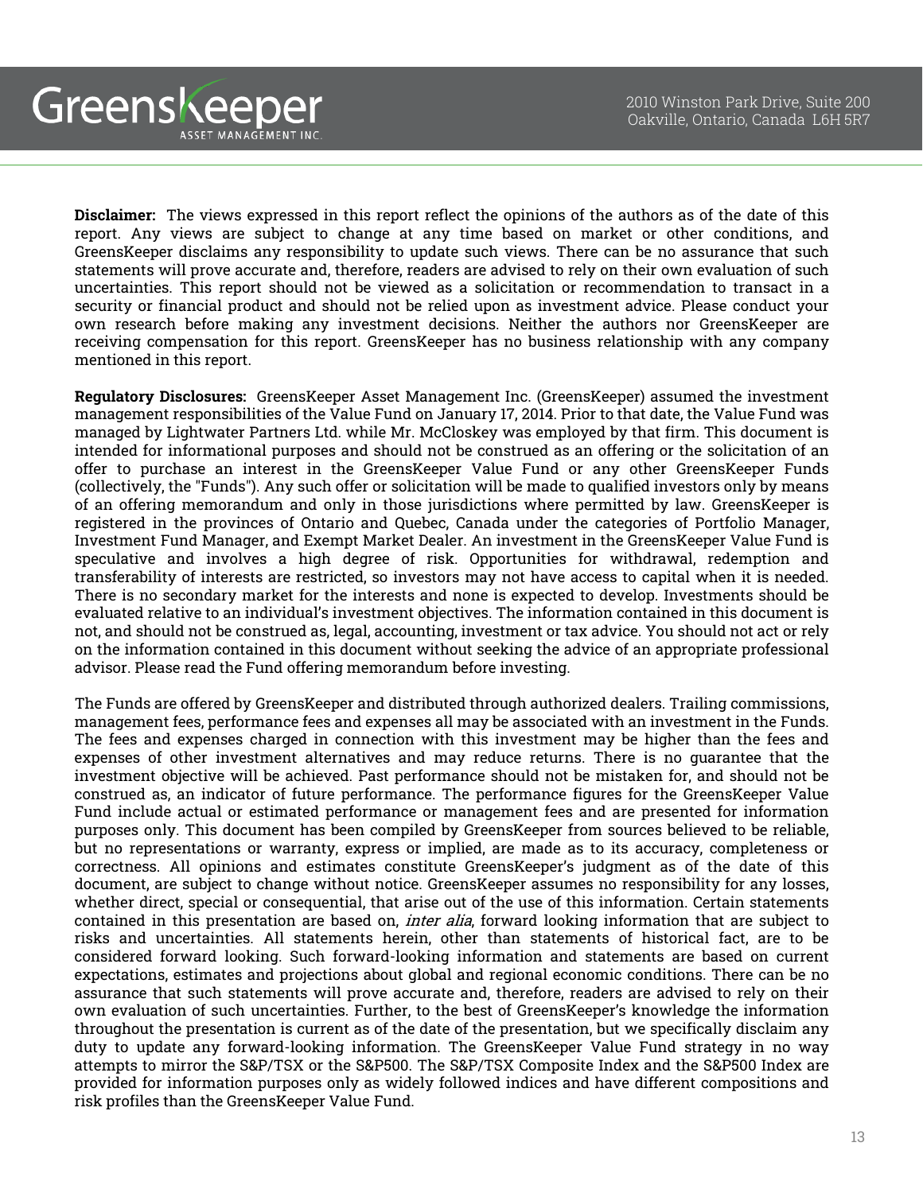**Disclaimer:** The views expressed in this report reflect the opinions of the authors as of the date of this report. Any views are subject to change at any time based on market or other conditions, and GreensKeeper disclaims any responsibility to update such views. There can be no assurance that such statements will prove accurate and, therefore, readers are advised to rely on their own evaluation of such uncertainties. This report should not be viewed as a solicitation or recommendation to transact in a security or financial product and should not be relied upon as investment advice. Please conduct your own research before making any investment decisions. Neither the authors nor GreensKeeper are receiving compensation for this report. GreensKeeper has no business relationship with any company mentioned in this report.

**Regulatory Disclosures:** GreensKeeper Asset Management Inc. (GreensKeeper) assumed the investment management responsibilities of the Value Fund on January 17, 2014. Prior to that date, the Value Fund was managed by Lightwater Partners Ltd. while Mr. McCloskey was employed by that firm. This document is intended for informational purposes and should not be construed as an offering or the solicitation of an offer to purchase an interest in the GreensKeeper Value Fund or any other GreensKeeper Funds (collectively, the "Funds"). Any such offer or solicitation will be made to qualified investors only by means of an offering memorandum and only in those jurisdictions where permitted by law. GreensKeeper is registered in the provinces of Ontario and Quebec, Canada under the categories of Portfolio Manager, Investment Fund Manager, and Exempt Market Dealer. An investment in the GreensKeeper Value Fund is speculative and involves a high degree of risk. Opportunities for withdrawal, redemption and transferability of interests are restricted, so investors may not have access to capital when it is needed. There is no secondary market for the interests and none is expected to develop. Investments should be evaluated relative to an individual's investment objectives. The information contained in this document is not, and should not be construed as, legal, accounting, investment or tax advice. You should not act or rely on the information contained in this document without seeking the advice of an appropriate professional advisor. Please read the Fund offering memorandum before investing.

The Funds are offered by GreensKeeper and distributed through authorized dealers. Trailing commissions, management fees, performance fees and expenses all may be associated with an investment in the Funds. The fees and expenses charged in connection with this investment may be higher than the fees and expenses of other investment alternatives and may reduce returns. There is no guarantee that the investment objective will be achieved. Past performance should not be mistaken for, and should not be construed as, an indicator of future performance. The performance figures for the GreensKeeper Value Fund include actual or estimated performance or management fees and are presented for information purposes only. This document has been compiled by GreensKeeper from sources believed to be reliable, but no representations or warranty, express or implied, are made as to its accuracy, completeness or correctness. All opinions and estimates constitute GreensKeeper's judgment as of the date of this document, are subject to change without notice. GreensKeeper assumes no responsibility for any losses, whether direct, special or consequential, that arise out of the use of this information. Certain statements contained in this presentation are based on, *inter alia*, forward looking information that are subject to risks and uncertainties. All statements herein, other than statements of historical fact, are to be considered forward looking. Such forward-looking information and statements are based on current expectations, estimates and projections about global and regional economic conditions. There can be no assurance that such statements will prove accurate and, therefore, readers are advised to rely on their own evaluation of such uncertainties. Further, to the best of GreensKeeper's knowledge the information throughout the presentation is current as of the date of the presentation, but we specifically disclaim any duty to update any forward-looking information. The GreensKeeper Value Fund strategy in no way attempts to mirror the S&P/TSX or the S&P500. The S&P/TSX Composite Index and the S&P500 Index are provided for information purposes only as widely followed indices and have different compositions and risk profiles than the GreensKeeper Value Fund.